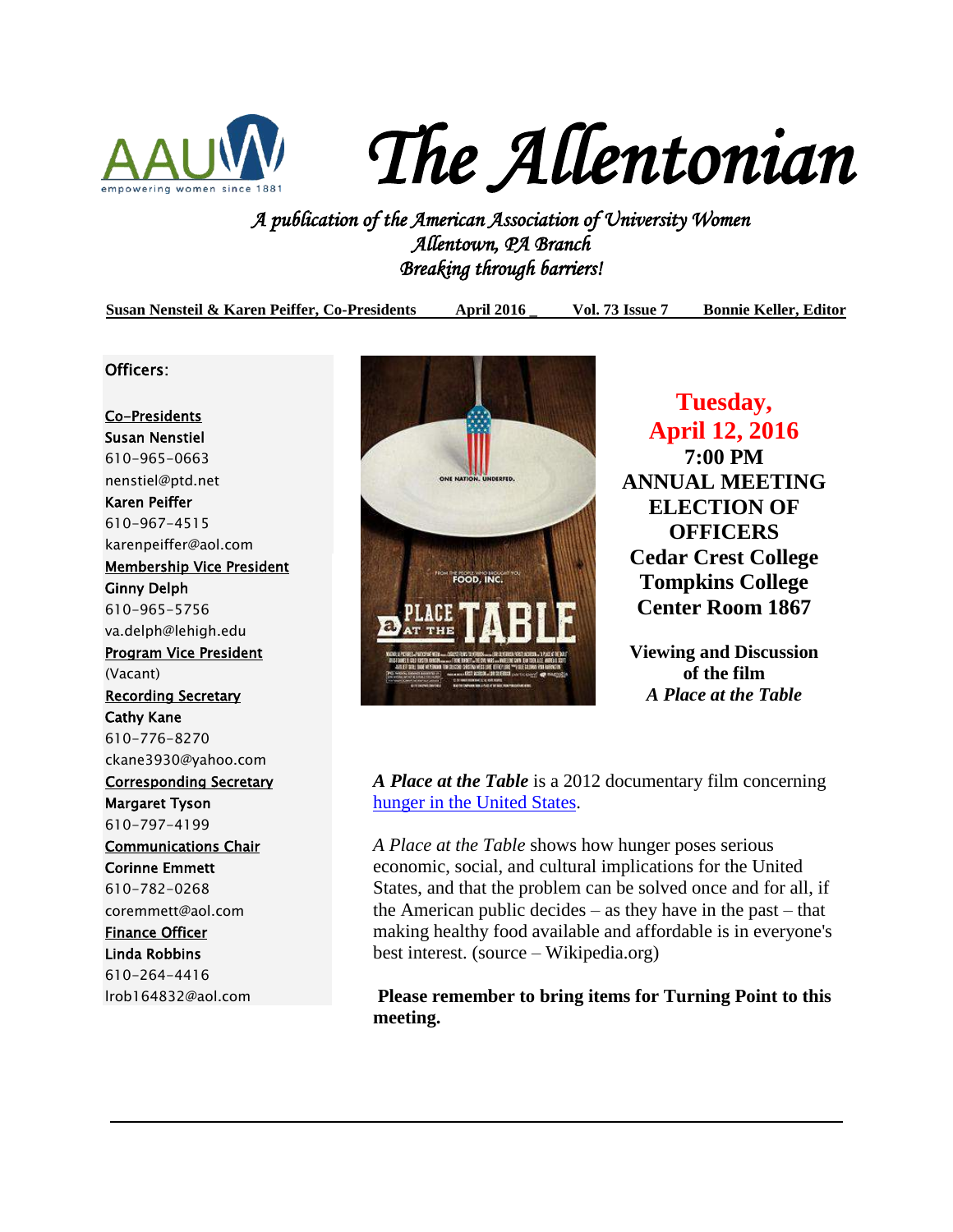# The Allentonian

*A publication of the American Association of University Women*
*Allentown, PA Branch*
*Breaking through barriers!*

**Susan Nensteil & Karen Peiffer, Co-Presidents** **April 2016** **Vol. 73 Issue 7** **Bonnie Keller, Editor**

Officers:

Co-Presidents
Susan Nenstiel
610-965-0663
nenstiel@ptd.net
Karen Peiffer
610-967-4515
karenpeiffer@aol.com

Membership Vice President
Ginny Delph
610-965-5756
va.delph@lehigh.edu

Program Vice President
(Vacant)

Recording Secretary
Cathy Kane
610-776-8270
ckane3930@yahoo.com

Corresponding Secretary
Margaret Tyson
610-797-4199

Communications Chair
Corinne Emmett
610-782-0268
coremmett@aol.com

Finance Officer
Linda Robbins
610-264-4416
lrob164832@aol.com

**Tuesday, April 12, 2016**
**7:00 PM**
**ANNUAL MEETING**
**ELECTION OF OFFICERS**
**Cedar Crest College**
**Tompkins College Center Room 1867**

**Viewing and Discussion of the film**
***A Place at the Table***

***A Place at the Table*** is a 2012 documentary film concerning hunger in the United States.

*A Place at the Table* shows how hunger poses serious economic, social, and cultural implications for the United States, and that the problem can be solved once and for all, if the American public decides – as they have in the past – that making healthy food available and affordable is in everyone's best interest. (source – Wikipedia.org)

**Please remember to bring items for Turning Point to this meeting.**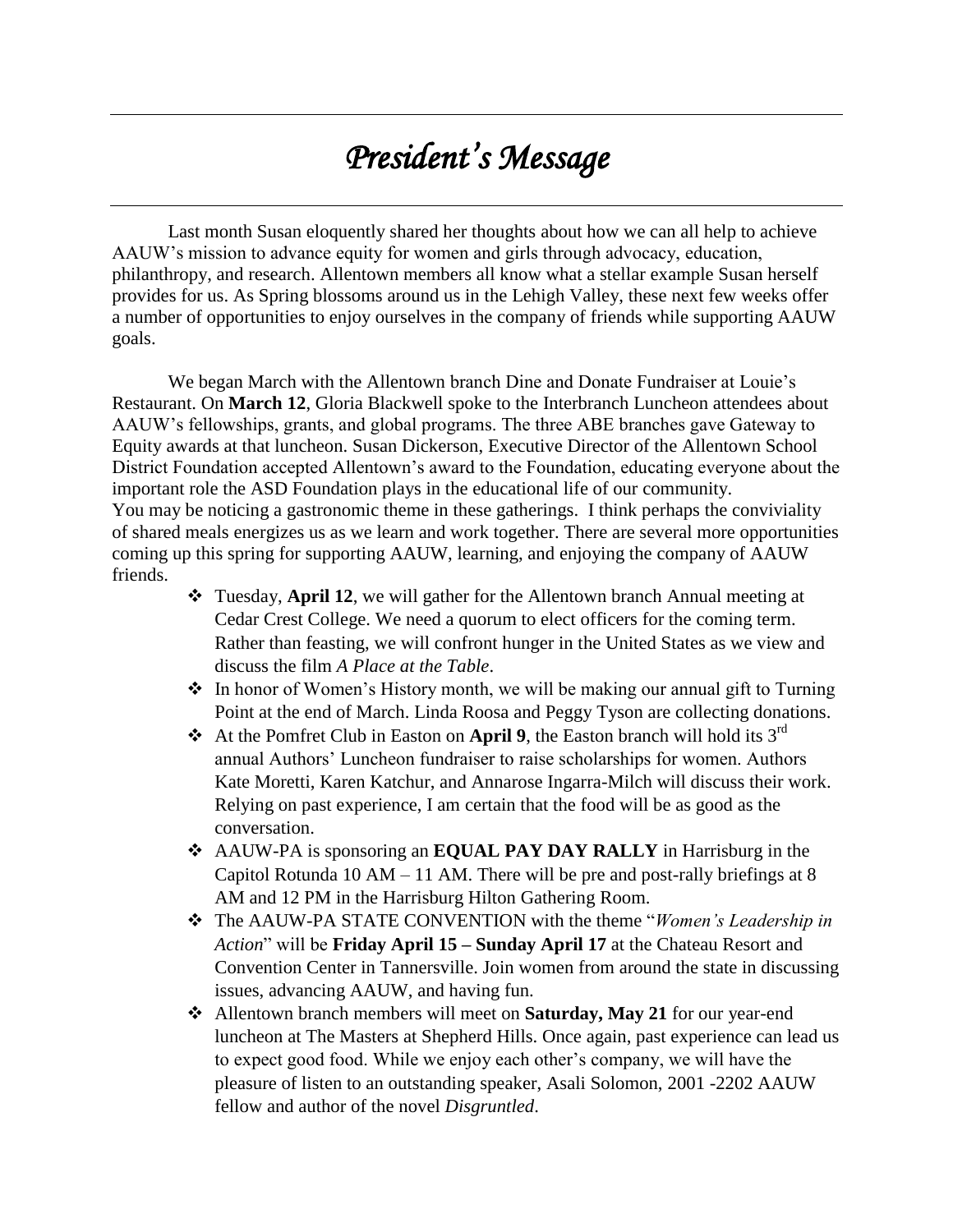# *President's Message*

Last month Susan eloquently shared her thoughts about how we can all help to achieve AAUW's mission to advance equity for women and girls through advocacy, education, philanthropy, and research. Allentown members all know what a stellar example Susan herself provides for us. As Spring blossoms around us in the Lehigh Valley, these next few weeks offer a number of opportunities to enjoy ourselves in the company of friends while supporting AAUW goals.

We began March with the Allentown branch Dine and Donate Fundraiser at Louie's Restaurant. On **March 12**, Gloria Blackwell spoke to the Interbranch Luncheon attendees about AAUW's fellowships, grants, and global programs. The three ABE branches gave Gateway to Equity awards at that luncheon. Susan Dickerson, Executive Director of the Allentown School District Foundation accepted Allentown's award to the Foundation, educating everyone about the important role the ASD Foundation plays in the educational life of our community.
You may be noticing a gastronomic theme in these gatherings. I think perhaps the conviviality of shared meals energizes us as we learn and work together. There are several more opportunities coming up this spring for supporting AAUW, learning, and enjoying the company of AAUW friends.

- Tuesday, **April 12**, we will gather for the Allentown branch Annual meeting at Cedar Crest College. We need a quorum to elect officers for the coming term. Rather than feasting, we will confront hunger in the United States as we view and discuss the film *A Place at the Table*.
- In honor of Women's History month, we will be making our annual gift to Turning Point at the end of March. Linda Roosa and Peggy Tyson are collecting donations.
- At the Pomfret Club in Easton on **April 9**, the Easton branch will hold its 3rd annual Authors' Luncheon fundraiser to raise scholarships for women. Authors Kate Moretti, Karen Katchur, and Annarose Ingarra-Milch will discuss their work. Relying on past experience, I am certain that the food will be as good as the conversation.
- AAUW-PA is sponsoring an **EQUAL PAY DAY RALLY** in Harrisburg in the Capitol Rotunda 10 AM – 11 AM. There will be pre and post-rally briefings at 8 AM and 12 PM in the Harrisburg Hilton Gathering Room.
- The AAUW-PA STATE CONVENTION with the theme "*Women's Leadership in Action*" will be **Friday April 15 – Sunday April 17** at the Chateau Resort and Convention Center in Tannersville. Join women from around the state in discussing issues, advancing AAUW, and having fun.
- Allentown branch members will meet on **Saturday, May 21** for our year-end luncheon at The Masters at Shepherd Hills. Once again, past experience can lead us to expect good food. While we enjoy each other's company, we will have the pleasure of listen to an outstanding speaker, Asali Solomon, 2001 -2202 AAUW fellow and author of the novel *Disgruntled*.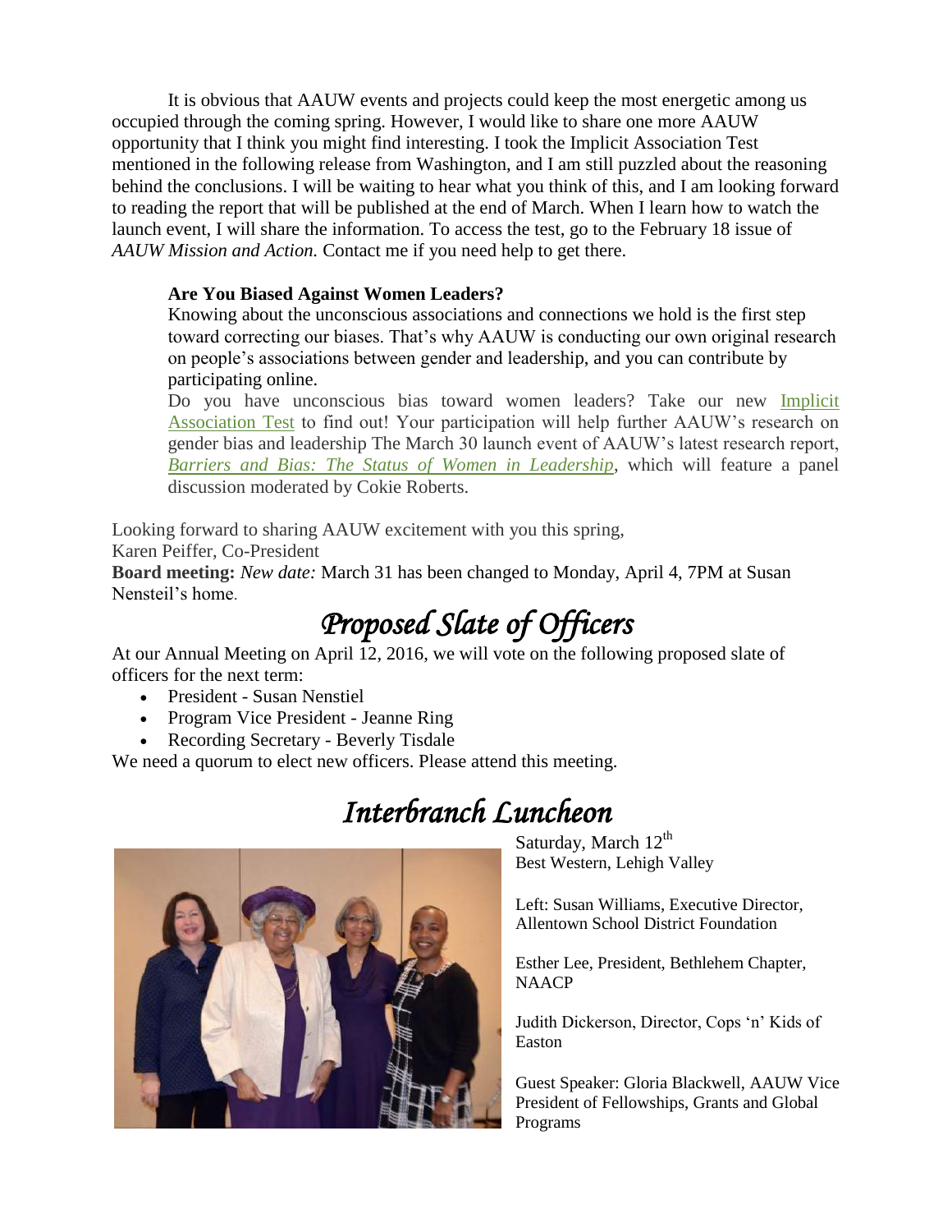It is obvious that AAUW events and projects could keep the most energetic among us occupied through the coming spring. However, I would like to share one more AAUW opportunity that I think you might find interesting. I took the Implicit Association Test mentioned in the following release from Washington, and I am still puzzled about the reasoning behind the conclusions. I will be waiting to hear what you think of this, and I am looking forward to reading the report that will be published at the end of March. When I learn how to watch the launch event, I will share the information. To access the test, go to the February 18 issue of *AAUW Mission and Action.* Contact me if you need help to get there.

> **Are You Biased Against Women Leaders?**
> Knowing about the unconscious associations and connections we hold is the first step toward correcting our biases. That's why AAUW is conducting our own original research on people's associations between gender and leadership, and you can contribute by participating online.
> Do you have unconscious bias toward women leaders? Take our new Implicit Association Test to find out! Your participation will help further AAUW's research on gender bias and leadership The March 30 launch event of AAUW's latest research report, *Barriers and Bias: The Status of Women in Leadership*, which will feature a panel discussion moderated by Cokie Roberts.

Looking forward to sharing AAUW excitement with you this spring,
Karen Peiffer, Co-President

**Board meeting:** *New date:* March 31 has been changed to Monday, April 4, 7PM at Susan Nensteil's home.

# *Proposed Slate of Officers*

At our Annual Meeting on April 12, 2016, we will vote on the following proposed slate of officers for the next term:

- President - Susan Nenstiel
- Program Vice President - Jeanne Ring
- Recording Secretary - Beverly Tisdale

We need a quorum to elect new officers. Please attend this meeting.

# *Interbranch Luncheon*

Saturday, March 12th
Best Western, Lehigh Valley

Left: Susan Williams, Executive Director, Allentown School District Foundation

Esther Lee, President, Bethlehem Chapter, NAACP

Judith Dickerson, Director, Cops 'n' Kids of Easton

Guest Speaker: Gloria Blackwell, AAUW Vice President of Fellowships, Grants and Global Programs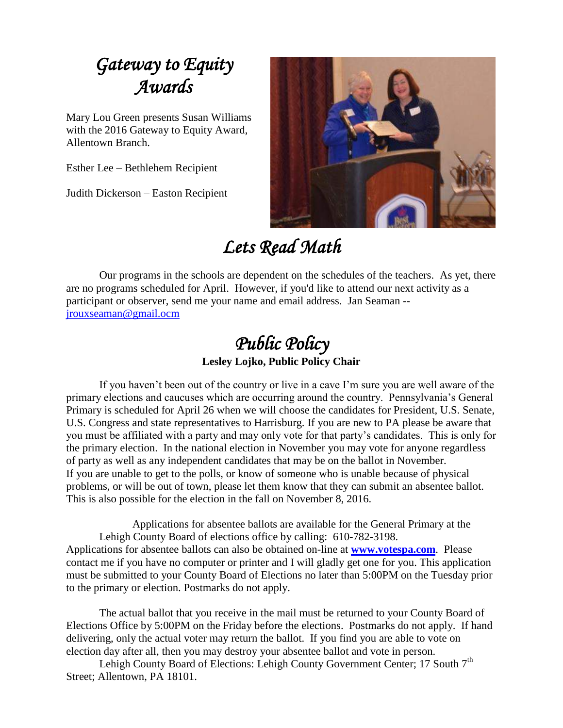## *Gateway to Equity Awards*

Mary Lou Green presents Susan Williams with the 2016 Gateway to Equity Award, Allentown Branch.

Esther Lee – Bethlehem Recipient

Judith Dickerson – Easton Recipient

## *Lets Read Math*

Our programs in the schools are dependent on the schedules of the teachers. As yet, there are no programs scheduled for April. However, if you'd like to attend our next activity as a participant or observer, send me your name and email address. Jan Seaman -- jrouxseaman@gmail.ocm

## *Public Policy*

**Lesley Lojko, Public Policy Chair**

If you haven't been out of the country or live in a cave I'm sure you are well aware of the primary elections and caucuses which are occurring around the country. Pennsylvania's General Primary is scheduled for April 26 when we will choose the candidates for President, U.S. Senate, U.S. Congress and state representatives to Harrisburg. If you are new to PA please be aware that you must be affiliated with a party and may only vote for that party's candidates. This is only for the primary election. In the national election in November you may vote for anyone regardless of party as well as any independent candidates that may be on the ballot in November. If you are unable to get to the polls, or know of someone who is unable because of physical problems, or will be out of town, please let them know that they can submit an absentee ballot. This is also possible for the election in the fall on November 8, 2016.

Applications for absentee ballots are available for the General Primary at the Lehigh County Board of elections office by calling: 610-782-3198. Applications for absentee ballots can also be obtained on-line at **www.votespa.com**. Please contact me if you have no computer or printer and I will gladly get one for you. This application must be submitted to your County Board of Elections no later than 5:00PM on the Tuesday prior to the primary or election. Postmarks do not apply.

The actual ballot that you receive in the mail must be returned to your County Board of Elections Office by 5:00PM on the Friday before the elections. Postmarks do not apply. If hand delivering, only the actual voter may return the ballot. If you find you are able to vote on election day after all, then you may destroy your absentee ballot and vote in person.

Lehigh County Board of Elections: Lehigh County Government Center; 17 South 7th Street; Allentown, PA 18101.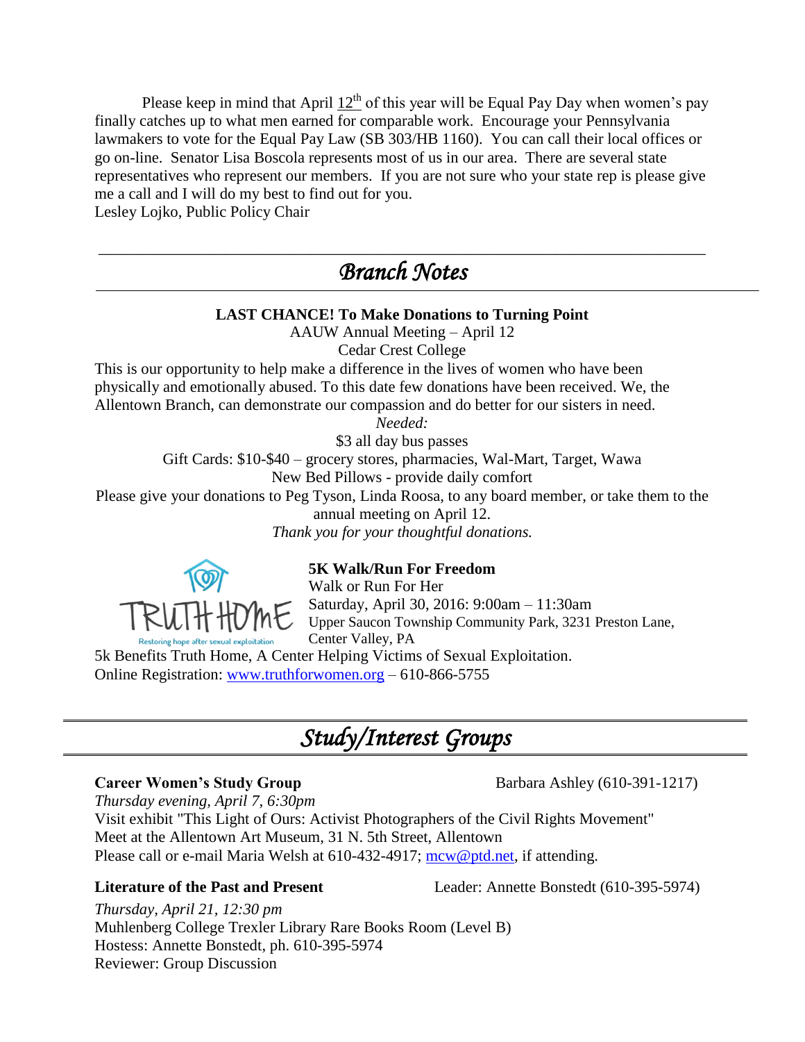Please keep in mind that April 12th of this year will be Equal Pay Day when women's pay finally catches up to what men earned for comparable work. Encourage your Pennsylvania lawmakers to vote for the Equal Pay Law (SB 303/HB 1160). You can call their local offices or go on-line. Senator Lisa Boscola represents most of us in our area. There are several state representatives who represent our members. If you are not sure who your state rep is please give me a call and I will do my best to find out for you.
Lesley Lojko, Public Policy Chair

---

## *Branch Notes*

---

**LAST CHANCE! To Make Donations to Turning Point**
AAUW Annual Meeting – April 12
Cedar Crest College

This is our opportunity to help make a difference in the lives of women who have been physically and emotionally abused. To this date few donations have been received. We, the Allentown Branch, can demonstrate our compassion and do better for our sisters in need.

*Needed:*

$3 all day bus passes
Gift Cards: $10-$40 – grocery stores, pharmacies, Wal-Mart, Target, Wawa
New Bed Pillows - provide daily comfort

Please give your donations to Peg Tyson, Linda Roosa, to any board member, or take them to the annual meeting on April 12.

*Thank you for your thoughtful donations.*

TRUTH HOME
Restoring hope after sexual exploitation

**5K Walk/Run For Freedom**
Walk or Run For Her
Saturday, April 30, 2016: 9:00am – 11:30am
Upper Saucon Township Community Park, 3231 Preston Lane, Center Valley, PA

5k Benefits Truth Home, A Center Helping Victims of Sexual Exploitation.
Online Registration: www.truthforwomen.org – 610-866-5755

---

## *Study/Interest Groups*

---

**Career Women's Study Group** Barbara Ashley (610-391-1217)
*Thursday evening, April 7, 6:30pm*
Visit exhibit "This Light of Ours: Activist Photographers of the Civil Rights Movement"
Meet at the Allentown Art Museum, 31 N. 5th Street, Allentown
Please call or e-mail Maria Welsh at 610-432-4917; mcw@ptd.net, if attending.

**Literature of the Past and Present** Leader: Annette Bonstedt (610-395-5974)
*Thursday, April 21, 12:30 pm*
Muhlenberg College Trexler Library Rare Books Room (Level B)
Hostess: Annette Bonstedt, ph. 610-395-5974
Reviewer: Group Discussion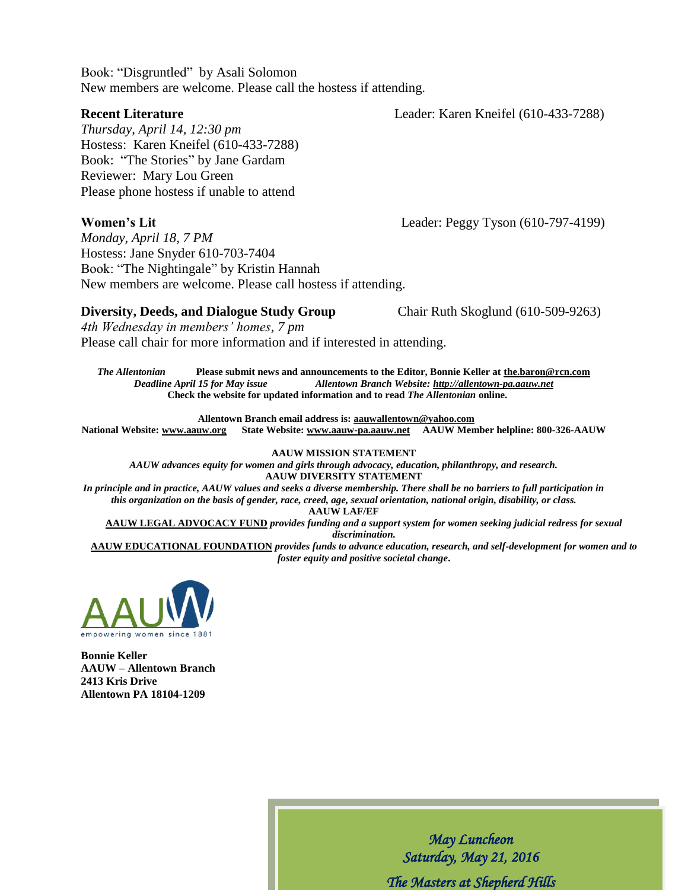Book: "Disgruntled" by Asali Solomon
New members are welcome. Please call the hostess if attending.

**Recent Literature** Leader: Karen Kneifel (610-433-7288)

*Thursday, April 14, 12:30 pm*
Hostess: Karen Kneifel (610-433-7288)
Book: "The Stories" by Jane Gardam
Reviewer: Mary Lou Green
Please phone hostess if unable to attend

**Women's Lit** Leader: Peggy Tyson (610-797-4199)

*Monday, April 18, 7 PM*
Hostess: Jane Snyder 610-703-7404
Book: "The Nightingale" by Kristin Hannah
New members are welcome. Please call hostess if attending.

**Diversity, Deeds, and Dialogue Study Group** Chair Ruth Skoglund (610-509-9263)

*4th Wednesday in members' homes, 7 pm*
Please call chair for more information and if interested in attending.

***The Allentonian*** **Please submit news and announcements to the Editor, Bonnie Keller at the.baron@rcn.com**
***Deadline April 15 for May issue*** ***Allentown Branch Website: http://allentown-pa.aauw.net***
**Check the website for updated information and to read *The Allentonian* online.**

**Allentown Branch email address is: aauwallentown@yahoo.com**
**National Website: www.aauw.org State Website: www.aauw-pa.aauw.net AAUW Member helpline: 800-326-AAUW**

**AAUW MISSION STATEMENT**
***AAUW advances equity for women and girls through advocacy, education, philanthropy, and research.***
**AAUW DIVERSITY STATEMENT**
***In principle and in practice, AAUW values and seeks a diverse membership. There shall be no barriers to full participation in this organization on the basis of gender, race, creed, age, sexual orientation, national origin, disability, or class.***
**AAUW LAF/EF**
**AAUW LEGAL ADVOCACY FUND** ***provides funding and a support system for women seeking judicial redress for sexual discrimination.***
**AAUW EDUCATIONAL FOUNDATION** ***provides funds to advance education, research, and self-development for women and to foster equity and positive societal change.***

AAUW
empowering women since 1881

**Bonnie Keller**
**AAUW – Allentown Branch**
**2413 Kris Drive**
**Allentown PA 18104-1209**

*May Luncheon*
*Saturday, May 21, 2016*
*The Masters at Shepherd Hills*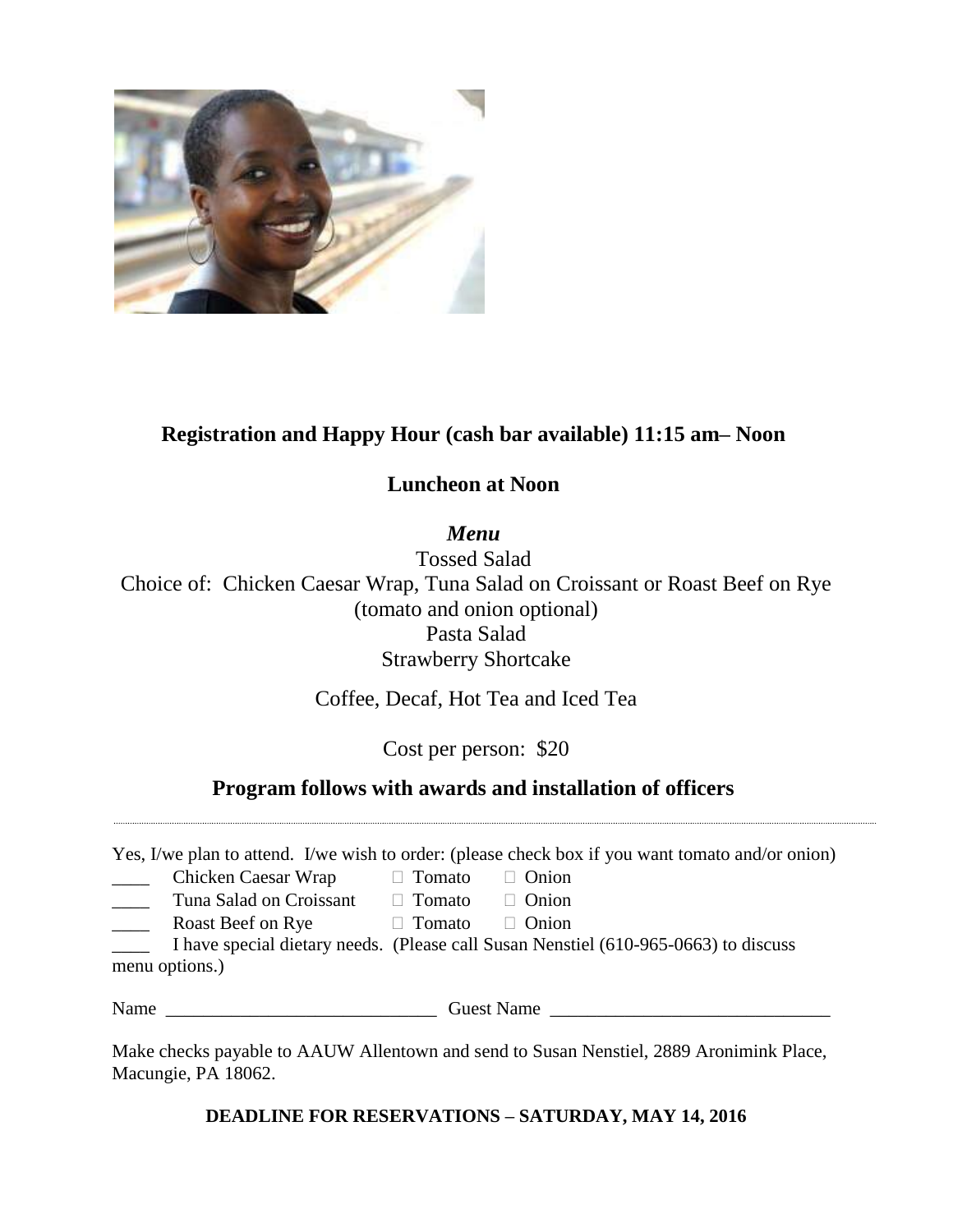**Registration and Happy Hour (cash bar available) 11:15 am– Noon**

**Luncheon at Noon**

***Menu***

Tossed Salad
Choice of: Chicken Caesar Wrap, Tuna Salad on Croissant or Roast Beef on Rye
(tomato and onion optional)
Pasta Salad
Strawberry Shortcake

Coffee, Decaf, Hot Tea and Iced Tea

Cost per person: $20

**Program follows with awards and installation of officers**

---

Yes, I/we plan to attend. I/we wish to order: (please check box if you want tomato and/or onion)

____ Chicken Caesar Wrap □ Tomato □ Onion
____ Tuna Salad on Croissant □ Tomato □ Onion
____ Roast Beef on Rye □ Tomato □ Onion
____ I have special dietary needs. (Please call Susan Nenstiel (610-965-0663) to discuss menu options.)

Name ______________________________ Guest Name ______________________________

Make checks payable to AAUW Allentown and send to Susan Nenstiel, 2889 Aronimink Place, Macungie, PA 18062.

**DEADLINE FOR RESERVATIONS – SATURDAY, MAY 14, 2016**